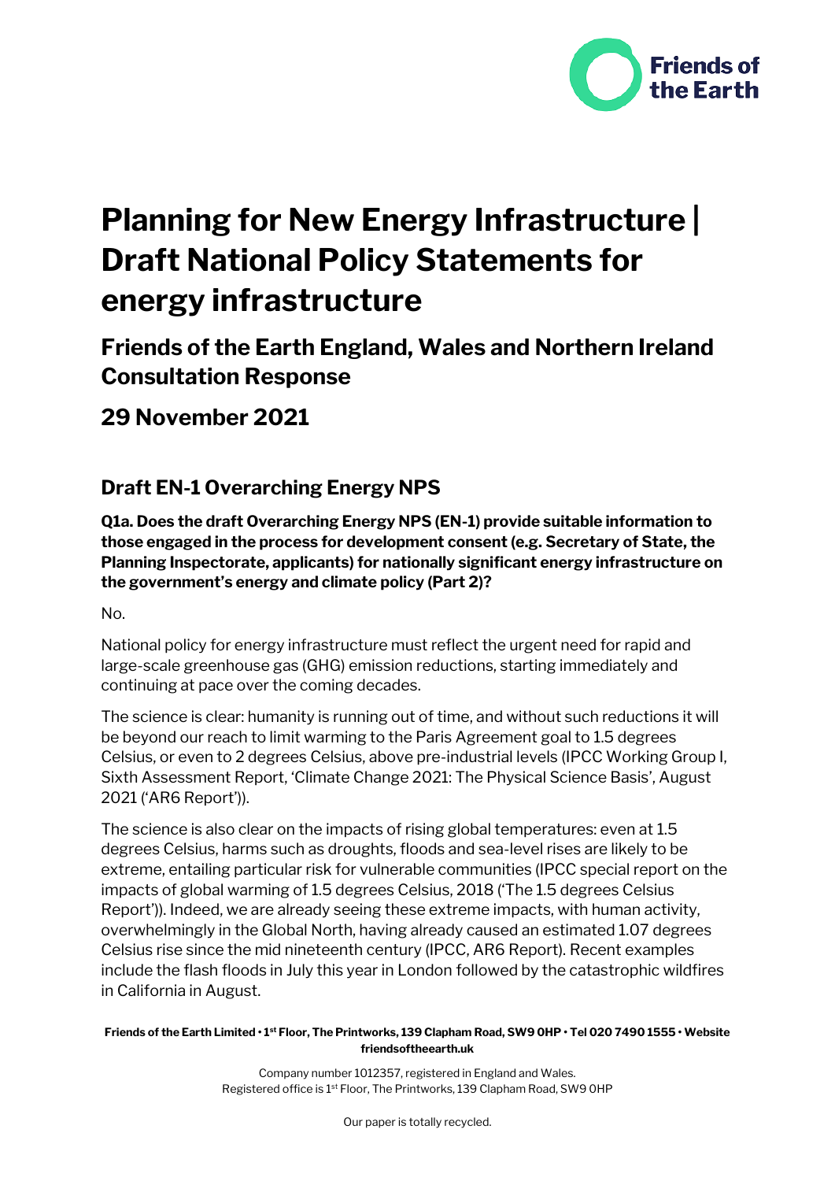# Planning for New Energy Infrastructure | Draft National Policy Statements for energy infrastructure

## Friends of the Earth England, Wales and Northern Ireland Consultation Response

## 29 November 2021

### Draft EN-1 Overarching Energy NPS

**Q1a. Does the draft Overarching Energy NPS (EN-1) provide suitable information to those engaged in the process for development consent (e.g. Secretary of State, the Planning Inspectorate, applicants) for nationally significant energy infrastructure on the government's energy and climate policy (Part 2)?**

No.

National policy for energy infrastructure must reflect the urgent need for rapid and large-scale greenhouse gas (GHG) emission reductions, starting immediately and continuing at pace over the coming decades.

The science is clear: humanity is running out of time, and without such reductions it will be beyond our reach to limit warming to the Paris Agreement goal to 1.5 degrees Celsius, or even to 2 degrees Celsius, above pre-industrial levels (IPCC Working Group I, Sixth Assessment Report, 'Climate Change 2021: The Physical Science Basis', August 2021 ('AR6 Report')).

The science is also clear on the impacts of rising global temperatures: even at 1.5 degrees Celsius, harms such as droughts, floods and sea-level rises are likely to be extreme, entailing particular risk for vulnerable communities (IPCC special report on the impacts of global warming of 1.5 degrees Celsius, 2018 ('The 1.5 degrees Celsius Report')). Indeed, we are already seeing these extreme impacts, with human activity, overwhelmingly in the Global North, having already caused an estimated 1.07 degrees Celsius rise since the mid nineteenth century (IPCC, AR6 Report). Recent examples include the flash floods in July this year in London followed by the catastrophic wildfires in California in August.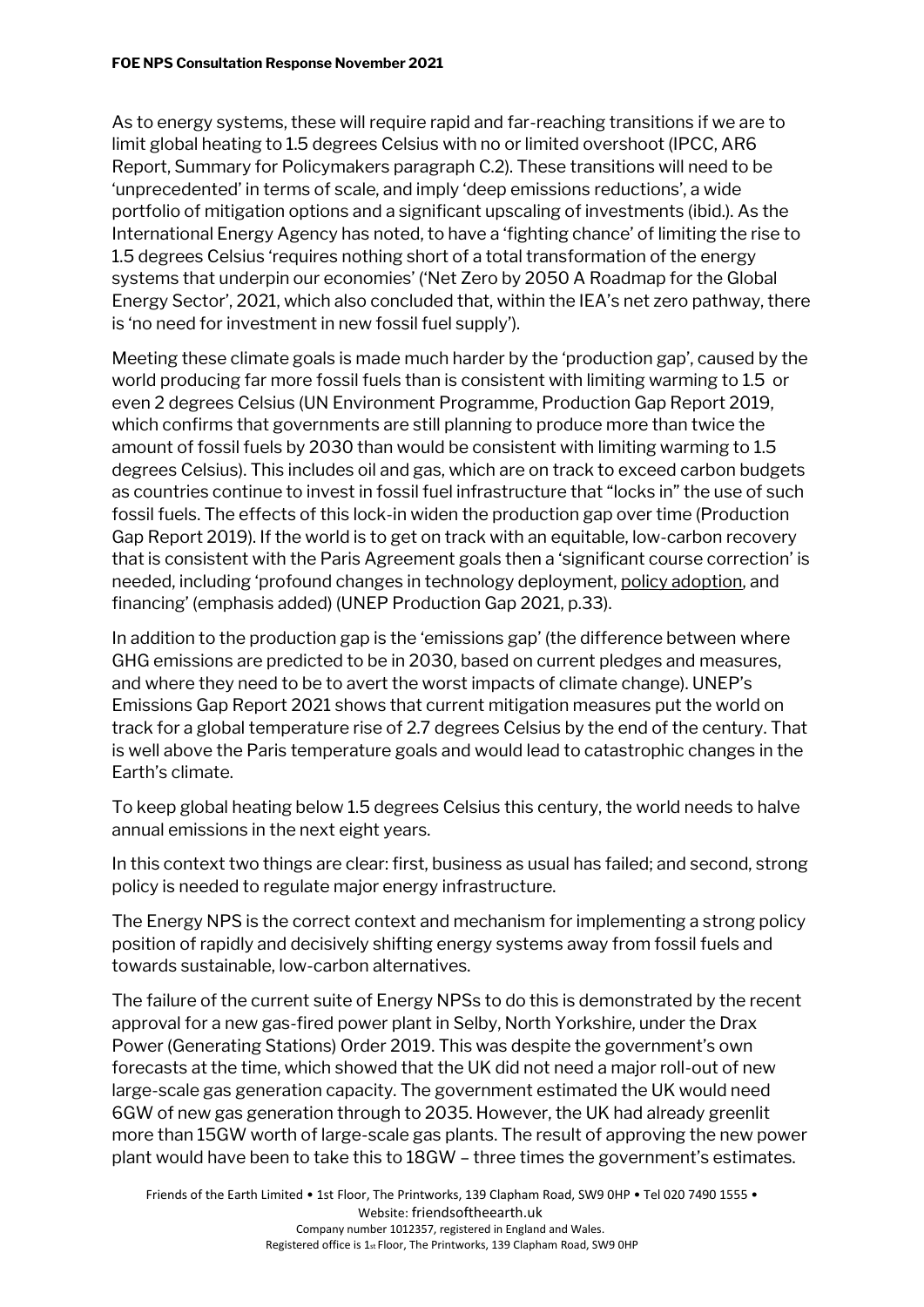As to energy systems, these will require rapid and far-reaching transitions if we are to limit global heating to 1.5 degrees Celsius with no or limited overshoot (IPCC, AR6 Report, Summary for Policymakers paragraph C.2). These transitions will need to be 'unprecedented' in terms of scale, and imply 'deep emissions reductions', a wide portfolio of mitigation options and a significant upscaling of investments (ibid.). As the International Energy Agency has noted, to have a 'fighting chance' of limiting the rise to 1.5 degrees Celsius 'requires nothing short of a total transformation of the energy systems that underpin our economies' ('Net Zero by 2050 A Roadmap for the Global Energy Sector', 2021, which also concluded that, within the IEA's net zero pathway, there is 'no need for investment in new fossil fuel supply').

Meeting these climate goals is made much harder by the 'production gap', caused by the world producing far more fossil fuels than is consistent with limiting warming to 1.5 or even 2 degrees Celsius (UN Environment Programme, Production Gap Report 2019, which confirms that governments are still planning to produce more than twice the amount of fossil fuels by 2030 than would be consistent with limiting warming to 1.5 degrees Celsius). This includes oil and gas, which are on track to exceed carbon budgets as countries continue to invest in fossil fuel infrastructure that "locks in" the use of such fossil fuels. The effects of this lock-in widen the production gap over time (Production Gap Report 2019). If the world is to get on track with an equitable, low-carbon recovery that is consistent with the Paris Agreement goals then a 'significant course correction' is needed, including 'profound changes in technology deployment, <u>policy adoption</u>, and financing' (emphasis added) (UNEP Production Gap 2021, p.33).

In addition to the production gap is the 'emissions gap' (the difference between where GHG emissions are predicted to be in 2030, based on current pledges and measures, and where they need to be to avert the worst impacts of climate change). UNEP's Emissions Gap Report 2021 shows that current mitigation measures put the world on track for a global temperature rise of 2.7 degrees Celsius by the end of the century. That is well above the Paris temperature goals and would lead to catastrophic changes in the Earth's climate.

To keep global heating below 1.5 degrees Celsius this century, the world needs to halve annual emissions in the next eight years.

In this context two things are clear: first, business as usual has failed; and second, strong policy is needed to regulate major energy infrastructure.

The Energy NPS is the correct context and mechanism for implementing a strong policy position of rapidly and decisively shifting energy systems away from fossil fuels and towards sustainable, low-carbon alternatives.

The failure of the current suite of Energy NPSs to do this is demonstrated by the recent approval for a new gas-fired power plant in Selby, North Yorkshire, under the Drax Power (Generating Stations) Order 2019. This was despite the government's own forecasts at the time, which showed that the UK did not need a major roll-out of new large-scale gas generation capacity. The government estimated the UK would need 6GW of new gas generation through to 2035. However, the UK had already greenlit more than 15GW worth of large-scale gas plants. The result of approving the new power plant would have been to take this to 18GW – three times the government's estimates.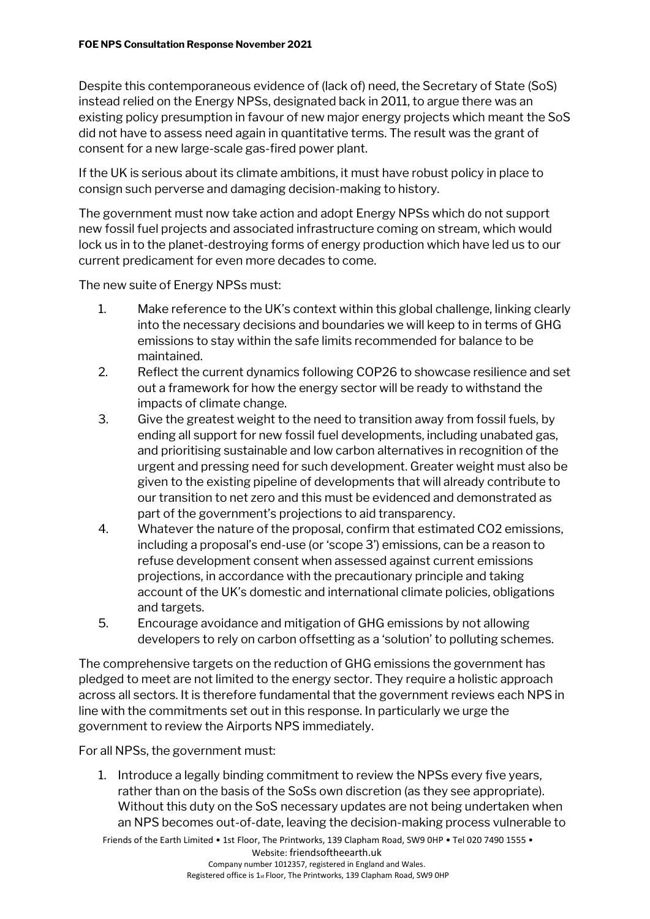Despite this contemporaneous evidence of (lack of) need, the Secretary of State (SoS) instead relied on the Energy NPSs, designated back in 2011, to argue there was an existing policy presumption in favour of new major energy projects which meant the SoS did not have to assess need again in quantitative terms. The result was the grant of consent for a new large-scale gas-fired power plant.

If the UK is serious about its climate ambitions, it must have robust policy in place to consign such perverse and damaging decision-making to history.

The government must now take action and adopt Energy NPSs which do not support new fossil fuel projects and associated infrastructure coming on stream, which would lock us in to the planet-destroying forms of energy production which have led us to our current predicament for even more decades to come.

The new suite of Energy NPSs must:

1. Make reference to the UK's context within this global challenge, linking clearly into the necessary decisions and boundaries we will keep to in terms of GHG emissions to stay within the safe limits recommended for balance to be maintained.
2. Reflect the current dynamics following COP26 to showcase resilience and set out a framework for how the energy sector will be ready to withstand the impacts of climate change.
3. Give the greatest weight to the need to transition away from fossil fuels, by ending all support for new fossil fuel developments, including unabated gas, and prioritising sustainable and low carbon alternatives in recognition of the urgent and pressing need for such development. Greater weight must also be given to the existing pipeline of developments that will already contribute to our transition to net zero and this must be evidenced and demonstrated as part of the government's projections to aid transparency.
4. Whatever the nature of the proposal, confirm that estimated $CO_2$ emissions, including a proposal's end-use (or 'scope 3') emissions, can be a reason to refuse development consent when assessed against current emissions projections, in accordance with the precautionary principle and taking account of the UK's domestic and international climate policies, obligations and targets.
5. Encourage avoidance and mitigation of GHG emissions by not allowing developers to rely on carbon offsetting as a 'solution' to polluting schemes.

The comprehensive targets on the reduction of GHG emissions the government has pledged to meet are not limited to the energy sector. They require a holistic approach across all sectors. It is therefore fundamental that the government reviews each NPS in line with the commitments set out in this response. In particularly we urge the government to review the Airports NPS immediately.

For all NPSs, the government must:

1. Introduce a legally binding commitment to review the NPSs every five years, rather than on the basis of the SoSs own discretion (as they see appropriate). Without this duty on the SoS necessary updates are not being undertaken when an NPS becomes out-of-date, leaving the decision-making process vulnerable to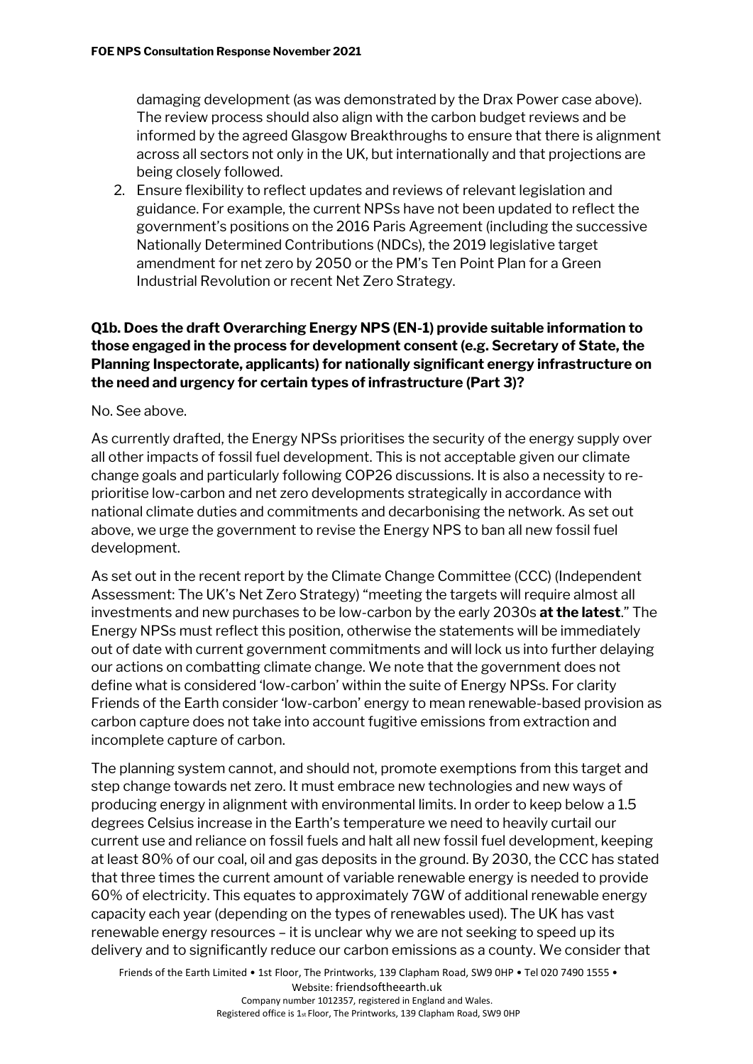damaging development (as was demonstrated by the Drax Power case above). The review process should also align with the carbon budget reviews and be informed by the agreed Glasgow Breakthroughs to ensure that there is alignment across all sectors not only in the UK, but internationally and that projections are being closely followed.

2. Ensure flexibility to reflect updates and reviews of relevant legislation and guidance. For example, the current NPSs have not been updated to reflect the government's positions on the 2016 Paris Agreement (including the successive Nationally Determined Contributions (NDCs), the 2019 legislative target amendment for net zero by 2050 or the PM's Ten Point Plan for a Green Industrial Revolution or recent Net Zero Strategy.

**Q1b. Does the draft Overarching Energy NPS (EN-1) provide suitable information to those engaged in the process for development consent (e.g. Secretary of State, the Planning Inspectorate, applicants) for nationally significant energy infrastructure on the need and urgency for certain types of infrastructure (Part 3)?**

No. See above.

As currently drafted, the Energy NPSs prioritises the security of the energy supply over all other impacts of fossil fuel development. This is not acceptable given our climate change goals and particularly following COP26 discussions. It is also a necessity to re-prioritise low-carbon and net zero developments strategically in accordance with national climate duties and commitments and decarbonising the network. As set out above, we urge the government to revise the Energy NPS to ban all new fossil fuel development.

As set out in the recent report by the Climate Change Committee (CCC) (Independent Assessment: The UK's Net Zero Strategy) "meeting the targets will require almost all investments and new purchases to be low-carbon by the early 2030s **at the latest**." The Energy NPSs must reflect this position, otherwise the statements will be immediately out of date with current government commitments and will lock us into further delaying our actions on combatting climate change. We note that the government does not define what is considered 'low-carbon' within the suite of Energy NPSs. For clarity Friends of the Earth consider 'low-carbon' energy to mean renewable-based provision as carbon capture does not take into account fugitive emissions from extraction and incomplete capture of carbon.

The planning system cannot, and should not, promote exemptions from this target and step change towards net zero. It must embrace new technologies and new ways of producing energy in alignment with environmental limits. In order to keep below a 1.5 degrees Celsius increase in the Earth's temperature we need to heavily curtail our current use and reliance on fossil fuels and halt all new fossil fuel development, keeping at least 80% of our coal, oil and gas deposits in the ground. By 2030, the CCC has stated that three times the current amount of variable renewable energy is needed to provide 60% of electricity. This equates to approximately 7GW of additional renewable energy capacity each year (depending on the types of renewables used). The UK has vast renewable energy resources – it is unclear why we are not seeking to speed up its delivery and to significantly reduce our carbon emissions as a county. We consider that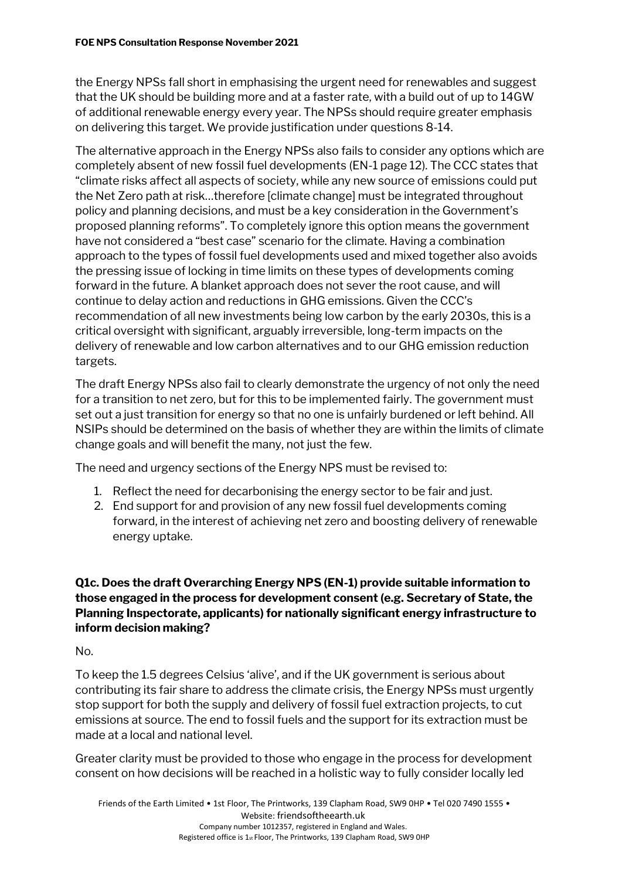the Energy NPSs fall short in emphasising the urgent need for renewables and suggest that the UK should be building more and at a faster rate, with a build out of up to 14GW of additional renewable energy every year. The NPSs should require greater emphasis on delivering this target. We provide justification under questions 8-14.

The alternative approach in the Energy NPSs also fails to consider any options which are completely absent of new fossil fuel developments (EN-1 page 12). The CCC states that "climate risks affect all aspects of society, while any new source of emissions could put the Net Zero path at risk…therefore [climate change] must be integrated throughout policy and planning decisions, and must be a key consideration in the Government's proposed planning reforms". To completely ignore this option means the government have not considered a "best case" scenario for the climate. Having a combination approach to the types of fossil fuel developments used and mixed together also avoids the pressing issue of locking in time limits on these types of developments coming forward in the future. A blanket approach does not sever the root cause, and will continue to delay action and reductions in GHG emissions. Given the CCC's recommendation of all new investments being low carbon by the early 2030s, this is a critical oversight with significant, arguably irreversible, long-term impacts on the delivery of renewable and low carbon alternatives and to our GHG emission reduction targets.

The draft Energy NPSs also fail to clearly demonstrate the urgency of not only the need for a transition to net zero, but for this to be implemented fairly. The government must set out a just transition for energy so that no one is unfairly burdened or left behind. All NSIPs should be determined on the basis of whether they are within the limits of climate change goals and will benefit the many, not just the few.

The need and urgency sections of the Energy NPS must be revised to:

1. Reflect the need for decarbonising the energy sector to be fair and just.
2. End support for and provision of any new fossil fuel developments coming forward, in the interest of achieving net zero and boosting delivery of renewable energy uptake.

**Q1c. Does the draft Overarching Energy NPS (EN-1) provide suitable information to those engaged in the process for development consent (e.g. Secretary of State, the Planning Inspectorate, applicants) for nationally significant energy infrastructure to inform decision making?**

No.

To keep the 1.5 degrees Celsius 'alive', and if the UK government is serious about contributing its fair share to address the climate crisis, the Energy NPSs must urgently stop support for both the supply and delivery of fossil fuel extraction projects, to cut emissions at source. The end to fossil fuels and the support for its extraction must be made at a local and national level.

Greater clarity must be provided to those who engage in the process for development consent on how decisions will be reached in a holistic way to fully consider locally led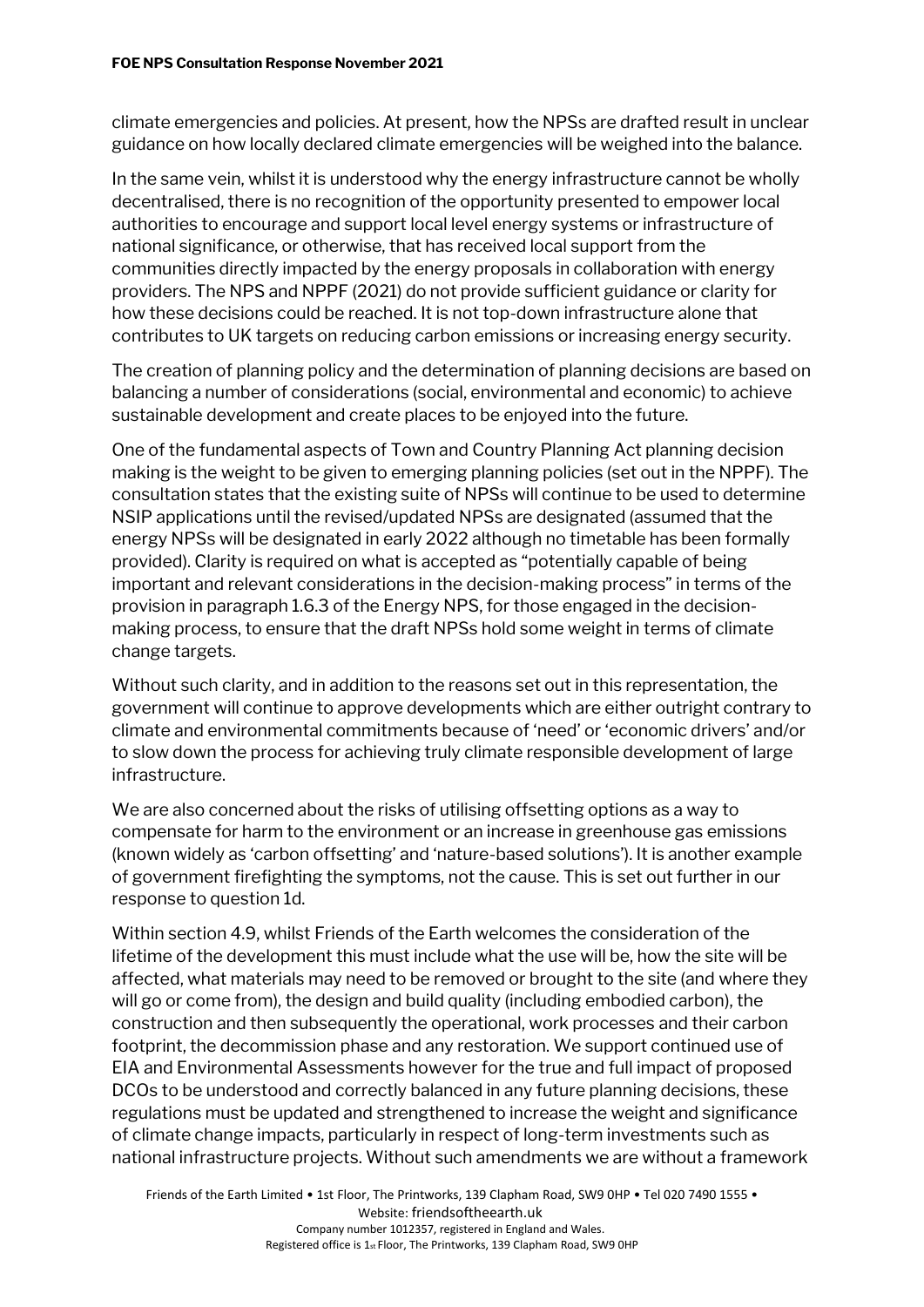climate emergencies and policies. At present, how the NPSs are drafted result in unclear guidance on how locally declared climate emergencies will be weighed into the balance.

In the same vein, whilst it is understood why the energy infrastructure cannot be wholly decentralised, there is no recognition of the opportunity presented to empower local authorities to encourage and support local level energy systems or infrastructure of national significance, or otherwise, that has received local support from the communities directly impacted by the energy proposals in collaboration with energy providers. The NPS and NPPF (2021) do not provide sufficient guidance or clarity for how these decisions could be reached. It is not top-down infrastructure alone that contributes to UK targets on reducing carbon emissions or increasing energy security.

The creation of planning policy and the determination of planning decisions are based on balancing a number of considerations (social, environmental and economic) to achieve sustainable development and create places to be enjoyed into the future.

One of the fundamental aspects of Town and Country Planning Act planning decision making is the weight to be given to emerging planning policies (set out in the NPPF). The consultation states that the existing suite of NPSs will continue to be used to determine NSIP applications until the revised/updated NPSs are designated (assumed that the energy NPSs will be designated in early 2022 although no timetable has been formally provided). Clarity is required on what is accepted as "potentially capable of being important and relevant considerations in the decision-making process" in terms of the provision in paragraph 1.6.3 of the Energy NPS, for those engaged in the decision-making process, to ensure that the draft NPSs hold some weight in terms of climate change targets.

Without such clarity, and in addition to the reasons set out in this representation, the government will continue to approve developments which are either outright contrary to climate and environmental commitments because of 'need' or 'economic drivers' and/or to slow down the process for achieving truly climate responsible development of large infrastructure.

We are also concerned about the risks of utilising offsetting options as a way to compensate for harm to the environment or an increase in greenhouse gas emissions (known widely as 'carbon offsetting' and 'nature-based solutions'). It is another example of government firefighting the symptoms, not the cause. This is set out further in our response to question 1d.

Within section 4.9, whilst Friends of the Earth welcomes the consideration of the lifetime of the development this must include what the use will be, how the site will be affected, what materials may need to be removed or brought to the site (and where they will go or come from), the design and build quality (including embodied carbon), the construction and then subsequently the operational, work processes and their carbon footprint, the decommission phase and any restoration. We support continued use of EIA and Environmental Assessments however for the true and full impact of proposed DCOs to be understood and correctly balanced in any future planning decisions, these regulations must be updated and strengthened to increase the weight and significance of climate change impacts, particularly in respect of long-term investments such as national infrastructure projects. Without such amendments we are without a framework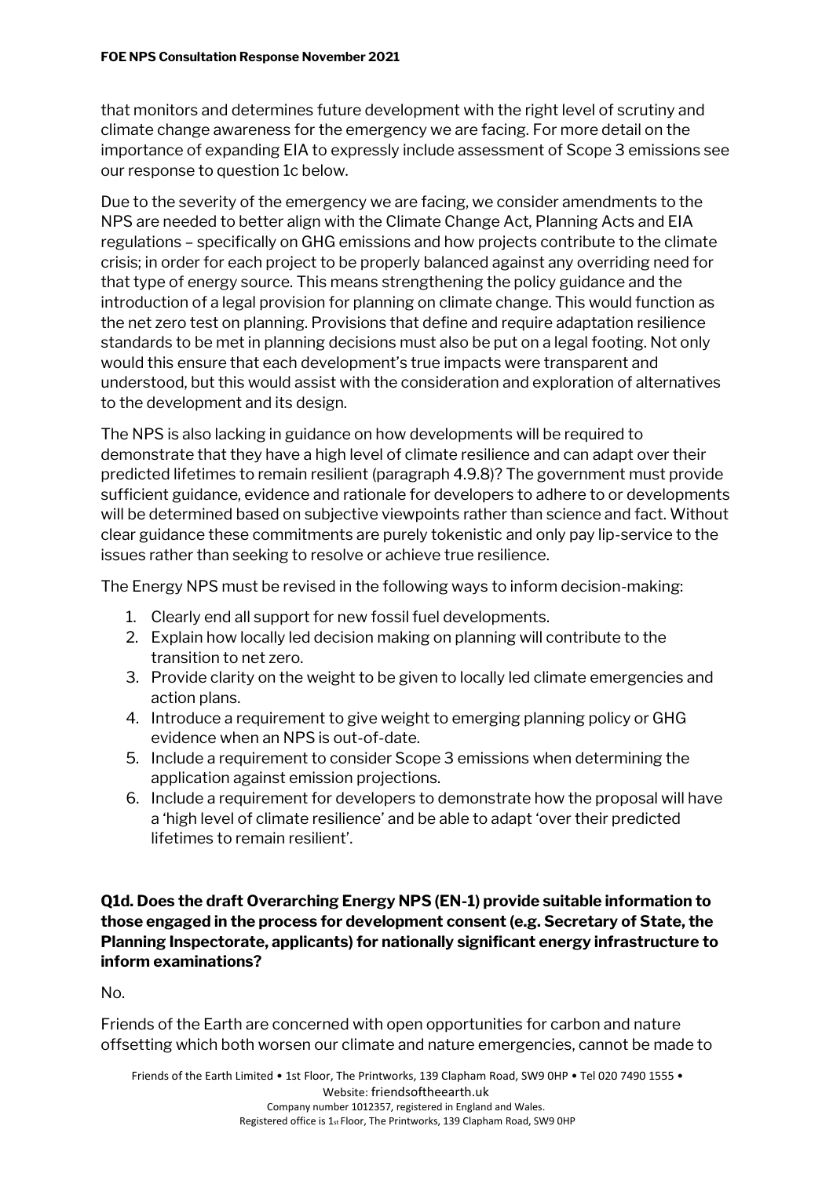that monitors and determines future development with the right level of scrutiny and climate change awareness for the emergency we are facing. For more detail on the importance of expanding EIA to expressly include assessment of Scope 3 emissions see our response to question 1c below.

Due to the severity of the emergency we are facing, we consider amendments to the NPS are needed to better align with the Climate Change Act, Planning Acts and EIA regulations – specifically on GHG emissions and how projects contribute to the climate crisis; in order for each project to be properly balanced against any overriding need for that type of energy source. This means strengthening the policy guidance and the introduction of a legal provision for planning on climate change. This would function as the net zero test on planning. Provisions that define and require adaptation resilience standards to be met in planning decisions must also be put on a legal footing. Not only would this ensure that each development's true impacts were transparent and understood, but this would assist with the consideration and exploration of alternatives to the development and its design.

The NPS is also lacking in guidance on how developments will be required to demonstrate that they have a high level of climate resilience and can adapt over their predicted lifetimes to remain resilient (paragraph 4.9.8)? The government must provide sufficient guidance, evidence and rationale for developers to adhere to or developments will be determined based on subjective viewpoints rather than science and fact. Without clear guidance these commitments are purely tokenistic and only pay lip-service to the issues rather than seeking to resolve or achieve true resilience.

The Energy NPS must be revised in the following ways to inform decision-making:

1. Clearly end all support for new fossil fuel developments.
2. Explain how locally led decision making on planning will contribute to the transition to net zero.
3. Provide clarity on the weight to be given to locally led climate emergencies and action plans.
4. Introduce a requirement to give weight to emerging planning policy or GHG evidence when an NPS is out-of-date.
5. Include a requirement to consider Scope 3 emissions when determining the application against emission projections.
6. Include a requirement for developers to demonstrate how the proposal will have a 'high level of climate resilience' and be able to adapt 'over their predicted lifetimes to remain resilient'.

**Q1d. Does the draft Overarching Energy NPS (EN-1) provide suitable information to those engaged in the process for development consent (e.g. Secretary of State, the Planning Inspectorate, applicants) for nationally significant energy infrastructure to inform examinations?**

No.

Friends of the Earth are concerned with open opportunities for carbon and nature offsetting which both worsen our climate and nature emergencies, cannot be made to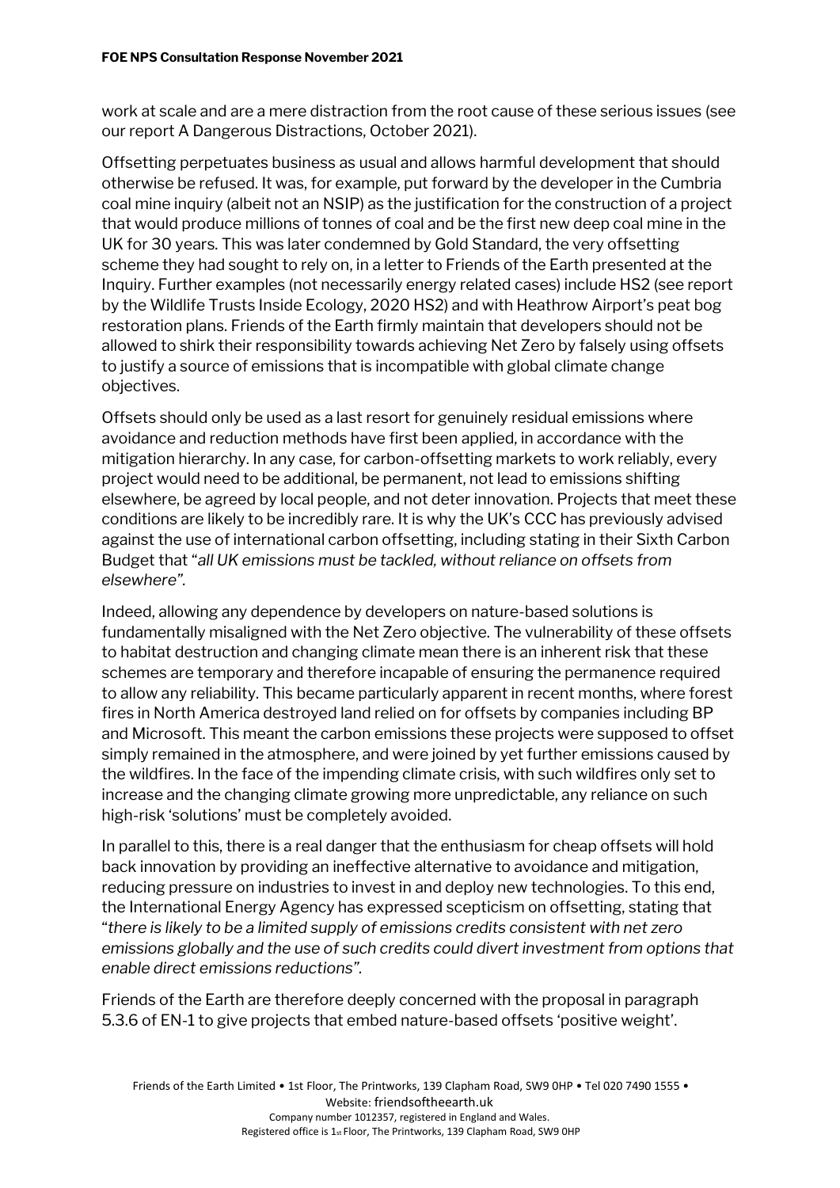work at scale and are a mere distraction from the root cause of these serious issues (see our report A Dangerous Distractions, October 2021).

Offsetting perpetuates business as usual and allows harmful development that should otherwise be refused. It was, for example, put forward by the developer in the Cumbria coal mine inquiry (albeit not an NSIP) as the justification for the construction of a project that would produce millions of tonnes of coal and be the first new deep coal mine in the UK for 30 years. This was later condemned by Gold Standard, the very offsetting scheme they had sought to rely on, in a letter to Friends of the Earth presented at the Inquiry. Further examples (not necessarily energy related cases) include HS2 (see report by the Wildlife Trusts Inside Ecology, 2020 HS2) and with Heathrow Airport's peat bog restoration plans. Friends of the Earth firmly maintain that developers should not be allowed to shirk their responsibility towards achieving Net Zero by falsely using offsets to justify a source of emissions that is incompatible with global climate change objectives.

Offsets should only be used as a last resort for genuinely residual emissions where avoidance and reduction methods have first been applied, in accordance with the mitigation hierarchy. In any case, for carbon-offsetting markets to work reliably, every project would need to be additional, be permanent, not lead to emissions shifting elsewhere, be agreed by local people, and not deter innovation. Projects that meet these conditions are likely to be incredibly rare. It is why the UK's CCC has previously advised against the use of international carbon offsetting, including stating in their Sixth Carbon Budget that "*all UK emissions must be tackled, without reliance on offsets from elsewhere*".

Indeed, allowing any dependence by developers on nature-based solutions is fundamentally misaligned with the Net Zero objective. The vulnerability of these offsets to habitat destruction and changing climate mean there is an inherent risk that these schemes are temporary and therefore incapable of ensuring the permanence required to allow any reliability. This became particularly apparent in recent months, where forest fires in North America destroyed land relied on for offsets by companies including BP and Microsoft. This meant the carbon emissions these projects were supposed to offset simply remained in the atmosphere, and were joined by yet further emissions caused by the wildfires. In the face of the impending climate crisis, with such wildfires only set to increase and the changing climate growing more unpredictable, any reliance on such high-risk 'solutions' must be completely avoided.

In parallel to this, there is a real danger that the enthusiasm for cheap offsets will hold back innovation by providing an ineffective alternative to avoidance and mitigation, reducing pressure on industries to invest in and deploy new technologies. To this end, the International Energy Agency has expressed scepticism on offsetting, stating that "*there is likely to be a limited supply of emissions credits consistent with net zero emissions globally and the use of such credits could divert investment from options that enable direct emissions reductions*".

Friends of the Earth are therefore deeply concerned with the proposal in paragraph 5.3.6 of EN-1 to give projects that embed nature-based offsets 'positive weight'.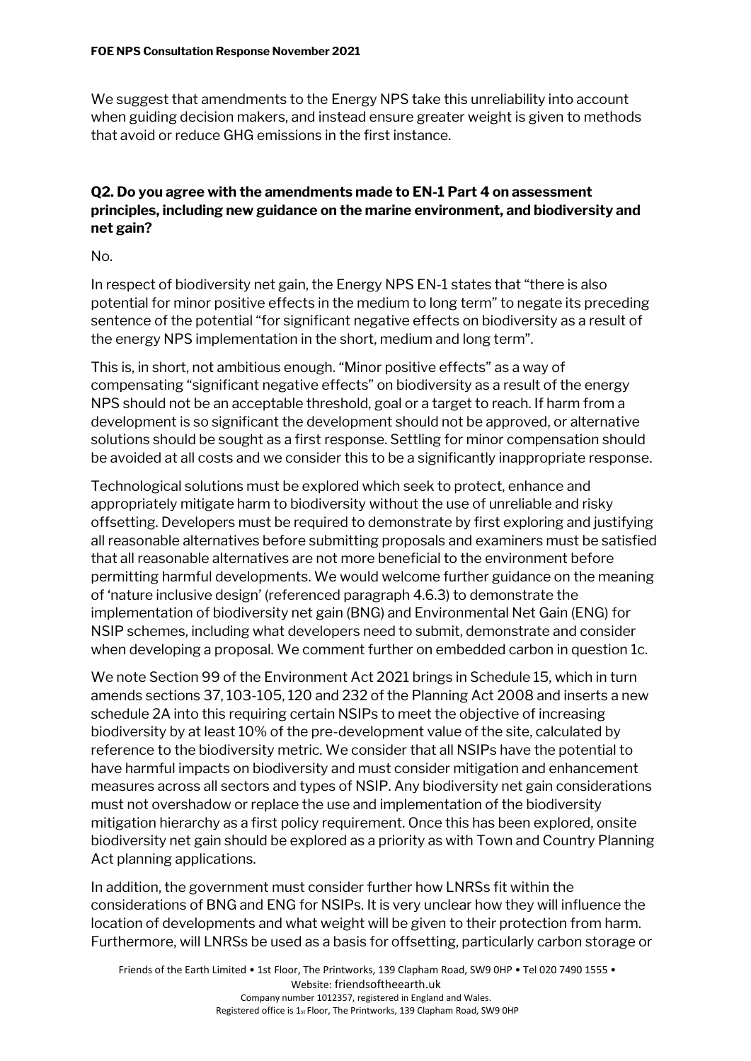We suggest that amendments to the Energy NPS take this unreliability into account when guiding decision makers, and instead ensure greater weight is given to methods that avoid or reduce GHG emissions in the first instance.

### Q2. Do you agree with the amendments made to EN-1 Part 4 on assessment principles, including new guidance on the marine environment, and biodiversity and net gain?

No.

In respect of biodiversity net gain, the Energy NPS EN-1 states that "there is also potential for minor positive effects in the medium to long term" to negate its preceding sentence of the potential "for significant negative effects on biodiversity as a result of the energy NPS implementation in the short, medium and long term".

This is, in short, not ambitious enough. "Minor positive effects" as a way of compensating "significant negative effects" on biodiversity as a result of the energy NPS should not be an acceptable threshold, goal or a target to reach. If harm from a development is so significant the development should not be approved, or alternative solutions should be sought as a first response. Settling for minor compensation should be avoided at all costs and we consider this to be a significantly inappropriate response.

Technological solutions must be explored which seek to protect, enhance and appropriately mitigate harm to biodiversity without the use of unreliable and risky offsetting. Developers must be required to demonstrate by first exploring and justifying all reasonable alternatives before submitting proposals and examiners must be satisfied that all reasonable alternatives are not more beneficial to the environment before permitting harmful developments. We would welcome further guidance on the meaning of 'nature inclusive design' (referenced paragraph 4.6.3) to demonstrate the implementation of biodiversity net gain (BNG) and Environmental Net Gain (ENG) for NSIP schemes, including what developers need to submit, demonstrate and consider when developing a proposal. We comment further on embedded carbon in question 1c.

We note Section 99 of the Environment Act 2021 brings in Schedule 15, which in turn amends sections 37, 103-105, 120 and 232 of the Planning Act 2008 and inserts a new schedule 2A into this requiring certain NSIPs to meet the objective of increasing biodiversity by at least 10% of the pre-development value of the site, calculated by reference to the biodiversity metric. We consider that all NSIPs have the potential to have harmful impacts on biodiversity and must consider mitigation and enhancement measures across all sectors and types of NSIP. Any biodiversity net gain considerations must not overshadow or replace the use and implementation of the biodiversity mitigation hierarchy as a first policy requirement. Once this has been explored, onsite biodiversity net gain should be explored as a priority as with Town and Country Planning Act planning applications.

In addition, the government must consider further how LNRSs fit within the considerations of BNG and ENG for NSIPs. It is very unclear how they will influence the location of developments and what weight will be given to their protection from harm. Furthermore, will LNRSs be used as a basis for offsetting, particularly carbon storage or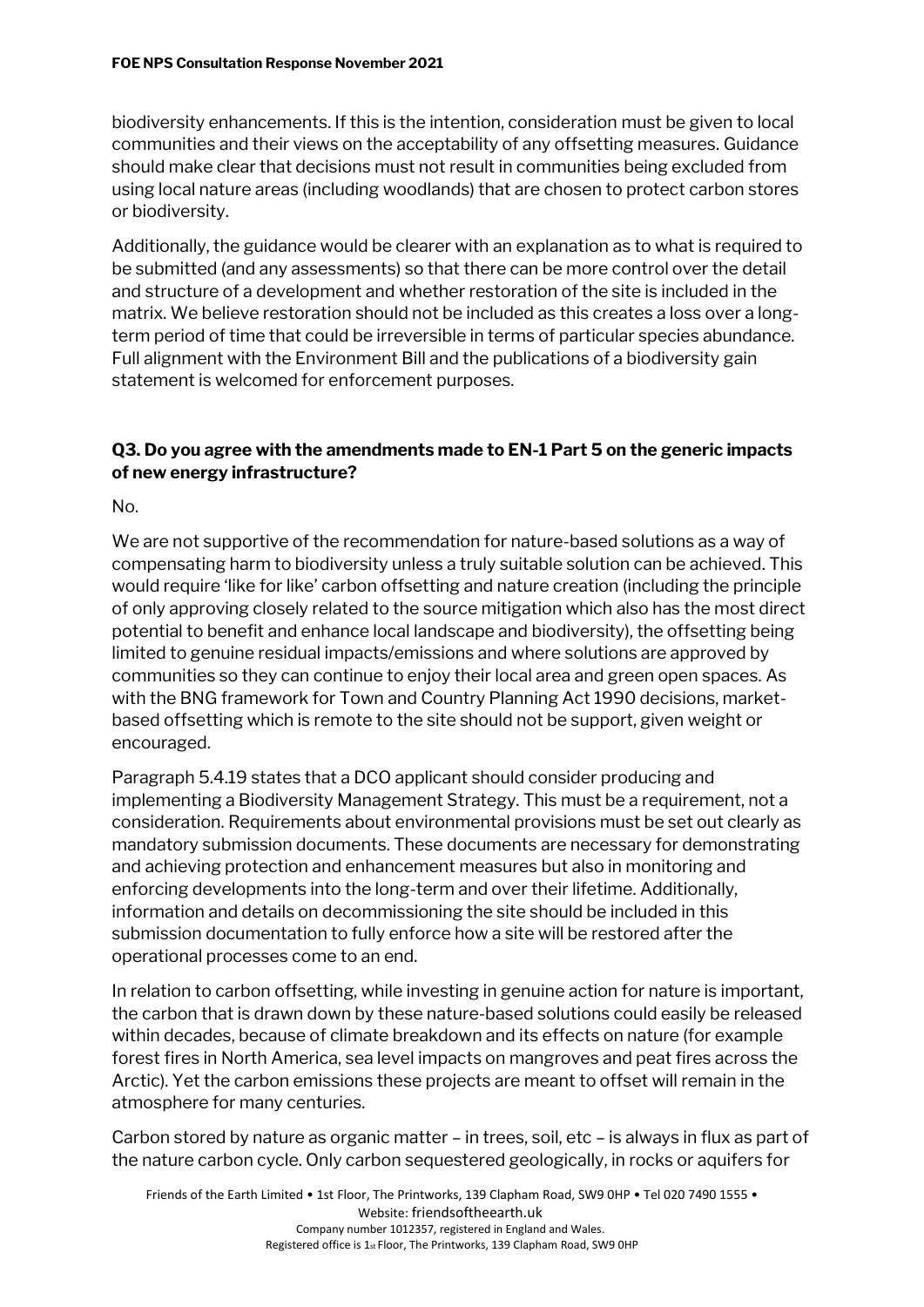biodiversity enhancements. If this is the intention, consideration must be given to local communities and their views on the acceptability of any offsetting measures. Guidance should make clear that decisions must not result in communities being excluded from using local nature areas (including woodlands) that are chosen to protect carbon stores or biodiversity.

Additionally, the guidance would be clearer with an explanation as to what is required to be submitted (and any assessments) so that there can be more control over the detail and structure of a development and whether restoration of the site is included in the matrix. We believe restoration should not be included as this creates a loss over a long-term period of time that could be irreversible in terms of particular species abundance. Full alignment with the Environment Bill and the publications of a biodiversity gain statement is welcomed for enforcement purposes.

### Q3. Do you agree with the amendments made to EN-1 Part 5 on the generic impacts of new energy infrastructure?

No.

We are not supportive of the recommendation for nature-based solutions as a way of compensating harm to biodiversity unless a truly suitable solution can be achieved. This would require 'like for like' carbon offsetting and nature creation (including the principle of only approving closely related to the source mitigation which also has the most direct potential to benefit and enhance local landscape and biodiversity), the offsetting being limited to genuine residual impacts/emissions and where solutions are approved by communities so they can continue to enjoy their local area and green open spaces. As with the BNG framework for Town and Country Planning Act 1990 decisions, market-based offsetting which is remote to the site should not be support, given weight or encouraged.

Paragraph 5.4.19 states that a DCO applicant should consider producing and implementing a Biodiversity Management Strategy. This must be a requirement, not a consideration. Requirements about environmental provisions must be set out clearly as mandatory submission documents. These documents are necessary for demonstrating and achieving protection and enhancement measures but also in monitoring and enforcing developments into the long-term and over their lifetime. Additionally, information and details on decommissioning the site should be included in this submission documentation to fully enforce how a site will be restored after the operational processes come to an end.

In relation to carbon offsetting, while investing in genuine action for nature is important, the carbon that is drawn down by these nature-based solutions could easily be released within decades, because of climate breakdown and its effects on nature (for example forest fires in North America, sea level impacts on mangroves and peat fires across the Arctic). Yet the carbon emissions these projects are meant to offset will remain in the atmosphere for many centuries.

Carbon stored by nature as organic matter – in trees, soil, etc – is always in flux as part of the nature carbon cycle. Only carbon sequestered geologically, in rocks or aquifers for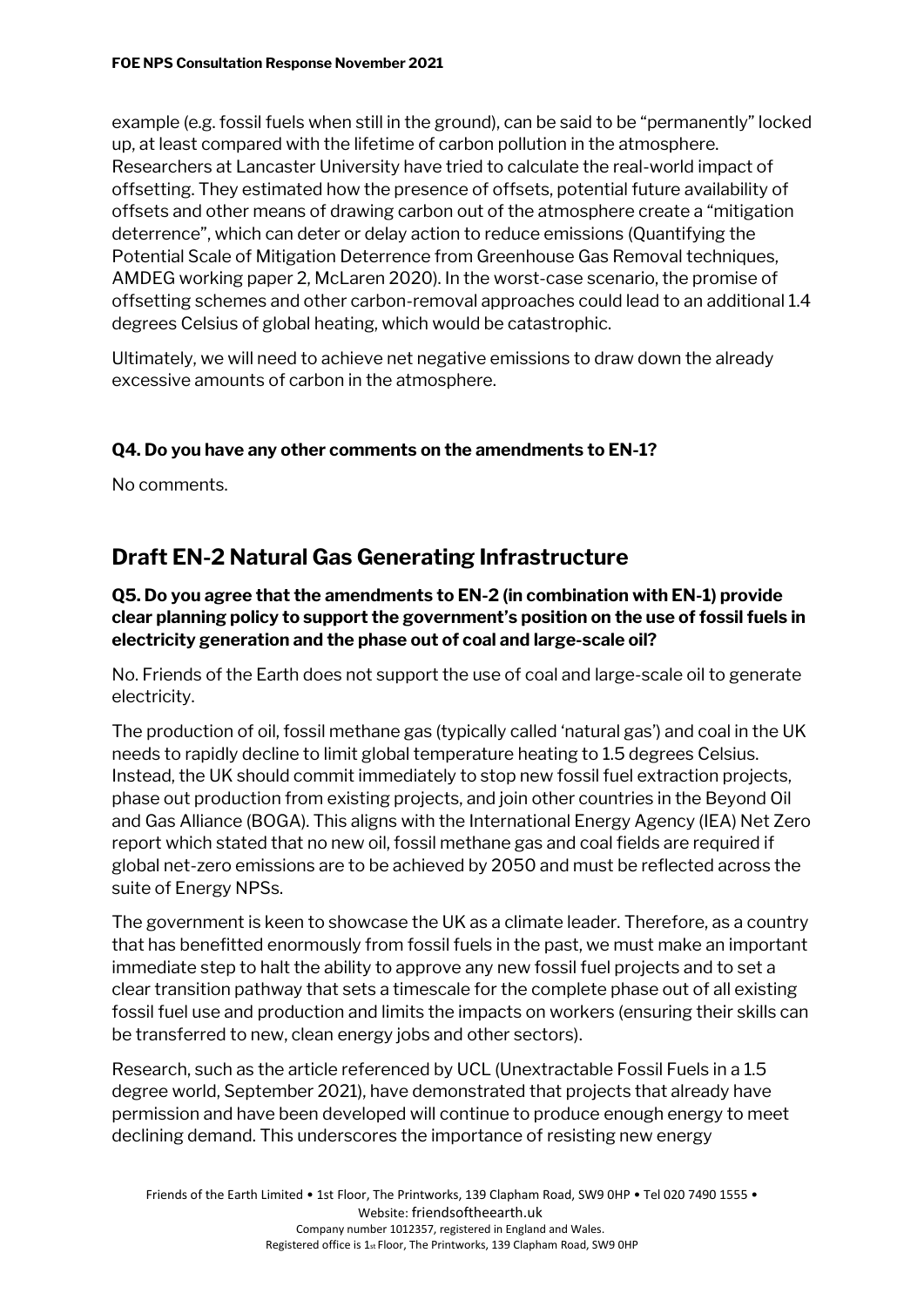example (e.g. fossil fuels when still in the ground), can be said to be "permanently" locked up, at least compared with the lifetime of carbon pollution in the atmosphere. Researchers at Lancaster University have tried to calculate the real-world impact of offsetting. They estimated how the presence of offsets, potential future availability of offsets and other means of drawing carbon out of the atmosphere create a "mitigation deterrence", which can deter or delay action to reduce emissions (Quantifying the Potential Scale of Mitigation Deterrence from Greenhouse Gas Removal techniques, AMDEG working paper 2, McLaren 2020). In the worst-case scenario, the promise of offsetting schemes and other carbon-removal approaches could lead to an additional 1.4 degrees Celsius of global heating, which would be catastrophic.

Ultimately, we will need to achieve net negative emissions to draw down the already excessive amounts of carbon in the atmosphere.

**Q4. Do you have any other comments on the amendments to EN-1?**

No comments.

## Draft EN-2 Natural Gas Generating Infrastructure

**Q5. Do you agree that the amendments to EN-2 (in combination with EN-1) provide clear planning policy to support the government's position on the use of fossil fuels in electricity generation and the phase out of coal and large-scale oil?**

No. Friends of the Earth does not support the use of coal and large-scale oil to generate electricity.

The production of oil, fossil methane gas (typically called 'natural gas') and coal in the UK needs to rapidly decline to limit global temperature heating to 1.5 degrees Celsius. Instead, the UK should commit immediately to stop new fossil fuel extraction projects, phase out production from existing projects, and join other countries in the Beyond Oil and Gas Alliance (BOGA). This aligns with the International Energy Agency (IEA) Net Zero report which stated that no new oil, fossil methane gas and coal fields are required if global net-zero emissions are to be achieved by 2050 and must be reflected across the suite of Energy NPSs.

The government is keen to showcase the UK as a climate leader. Therefore, as a country that has benefitted enormously from fossil fuels in the past, we must make an important immediate step to halt the ability to approve any new fossil fuel projects and to set a clear transition pathway that sets a timescale for the complete phase out of all existing fossil fuel use and production and limits the impacts on workers (ensuring their skills can be transferred to new, clean energy jobs and other sectors).

Research, such as the article referenced by UCL (Unextractable Fossil Fuels in a 1.5 degree world, September 2021), have demonstrated that projects that already have permission and have been developed will continue to produce enough energy to meet declining demand. This underscores the importance of resisting new energy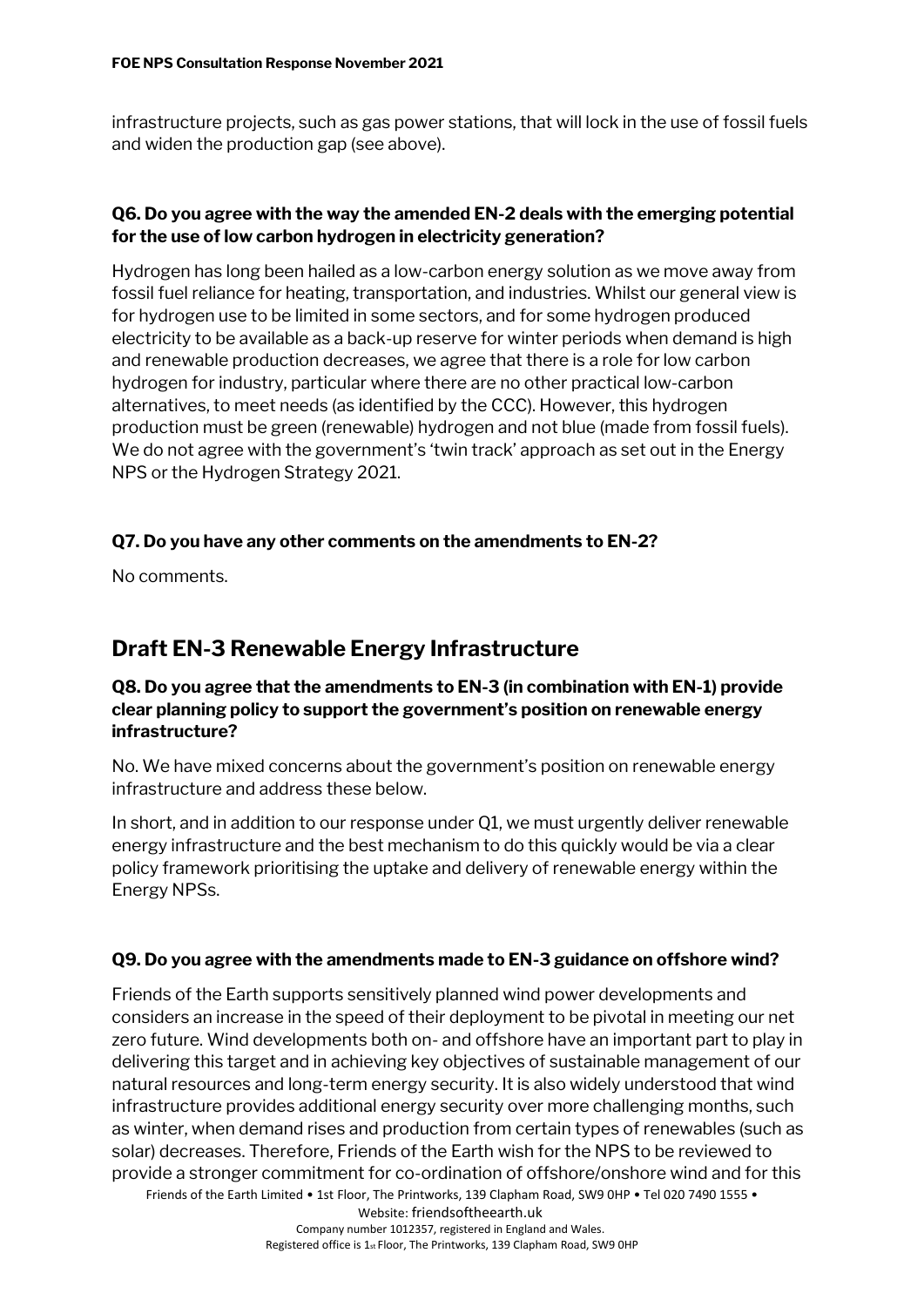infrastructure projects, such as gas power stations, that will lock in the use of fossil fuels and widen the production gap (see above).

**Q6. Do you agree with the way the amended EN-2 deals with the emerging potential for the use of low carbon hydrogen in electricity generation?**

Hydrogen has long been hailed as a low-carbon energy solution as we move away from fossil fuel reliance for heating, transportation, and industries. Whilst our general view is for hydrogen use to be limited in some sectors, and for some hydrogen produced electricity to be available as a back-up reserve for winter periods when demand is high and renewable production decreases, we agree that there is a role for low carbon hydrogen for industry, particular where there are no other practical low-carbon alternatives, to meet needs (as identified by the CCC). However, this hydrogen production must be green (renewable) hydrogen and not blue (made from fossil fuels). We do not agree with the government's 'twin track' approach as set out in the Energy NPS or the Hydrogen Strategy 2021.

**Q7. Do you have any other comments on the amendments to EN-2?**

No comments.

## Draft EN-3 Renewable Energy Infrastructure

**Q8. Do you agree that the amendments to EN-3 (in combination with EN-1) provide clear planning policy to support the government's position on renewable energy infrastructure?**

No. We have mixed concerns about the government's position on renewable energy infrastructure and address these below.

In short, and in addition to our response under Q1, we must urgently deliver renewable energy infrastructure and the best mechanism to do this quickly would be via a clear policy framework prioritising the uptake and delivery of renewable energy within the Energy NPSs.

**Q9. Do you agree with the amendments made to EN-3 guidance on offshore wind?**

Friends of the Earth supports sensitively planned wind power developments and considers an increase in the speed of their deployment to be pivotal in meeting our net zero future. Wind developments both on- and offshore have an important part to play in delivering this target and in achieving key objectives of sustainable management of our natural resources and long-term energy security. It is also widely understood that wind infrastructure provides additional energy security over more challenging months, such as winter, when demand rises and production from certain types of renewables (such as solar) decreases. Therefore, Friends of the Earth wish for the NPS to be reviewed to provide a stronger commitment for co-ordination of offshore/onshore wind and for this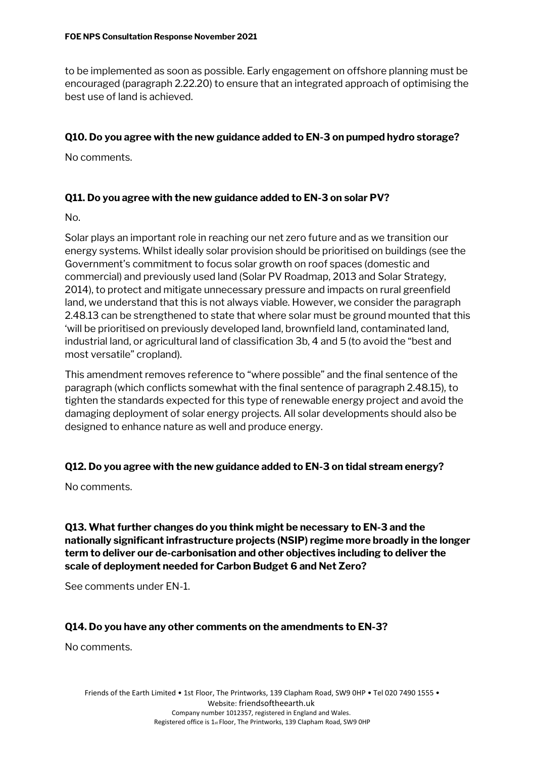to be implemented as soon as possible. Early engagement on offshore planning must be encouraged (paragraph 2.22.20) to ensure that an integrated approach of optimising the best use of land is achieved.

### Q10. Do you agree with the new guidance added to EN-3 on pumped hydro storage?

No comments.

### Q11. Do you agree with the new guidance added to EN-3 on solar PV?

No.

Solar plays an important role in reaching our net zero future and as we transition our energy systems. Whilst ideally solar provision should be prioritised on buildings (see the Government's commitment to focus solar growth on roof spaces (domestic and commercial) and previously used land (Solar PV Roadmap, 2013 and Solar Strategy, 2014), to protect and mitigate unnecessary pressure and impacts on rural greenfield land, we understand that this is not always viable. However, we consider the paragraph 2.48.13 can be strengthened to state that where solar must be ground mounted that this 'will be prioritised on previously developed land, brownfield land, contaminated land, industrial land, or agricultural land of classification 3b, 4 and 5 (to avoid the "best and most versatile" cropland).

This amendment removes reference to "where possible" and the final sentence of the paragraph (which conflicts somewhat with the final sentence of paragraph 2.48.15), to tighten the standards expected for this type of renewable energy project and avoid the damaging deployment of solar energy projects. All solar developments should also be designed to enhance nature as well and produce energy.

### Q12. Do you agree with the new guidance added to EN-3 on tidal stream energy?

No comments.

### Q13. What further changes do you think might be necessary to EN-3 and the nationally significant infrastructure projects (NSIP) regime more broadly in the longer term to deliver our de-carbonisation and other objectives including to deliver the scale of deployment needed for Carbon Budget 6 and Net Zero?

See comments under EN-1.

### Q14. Do you have any other comments on the amendments to EN-3?

No comments.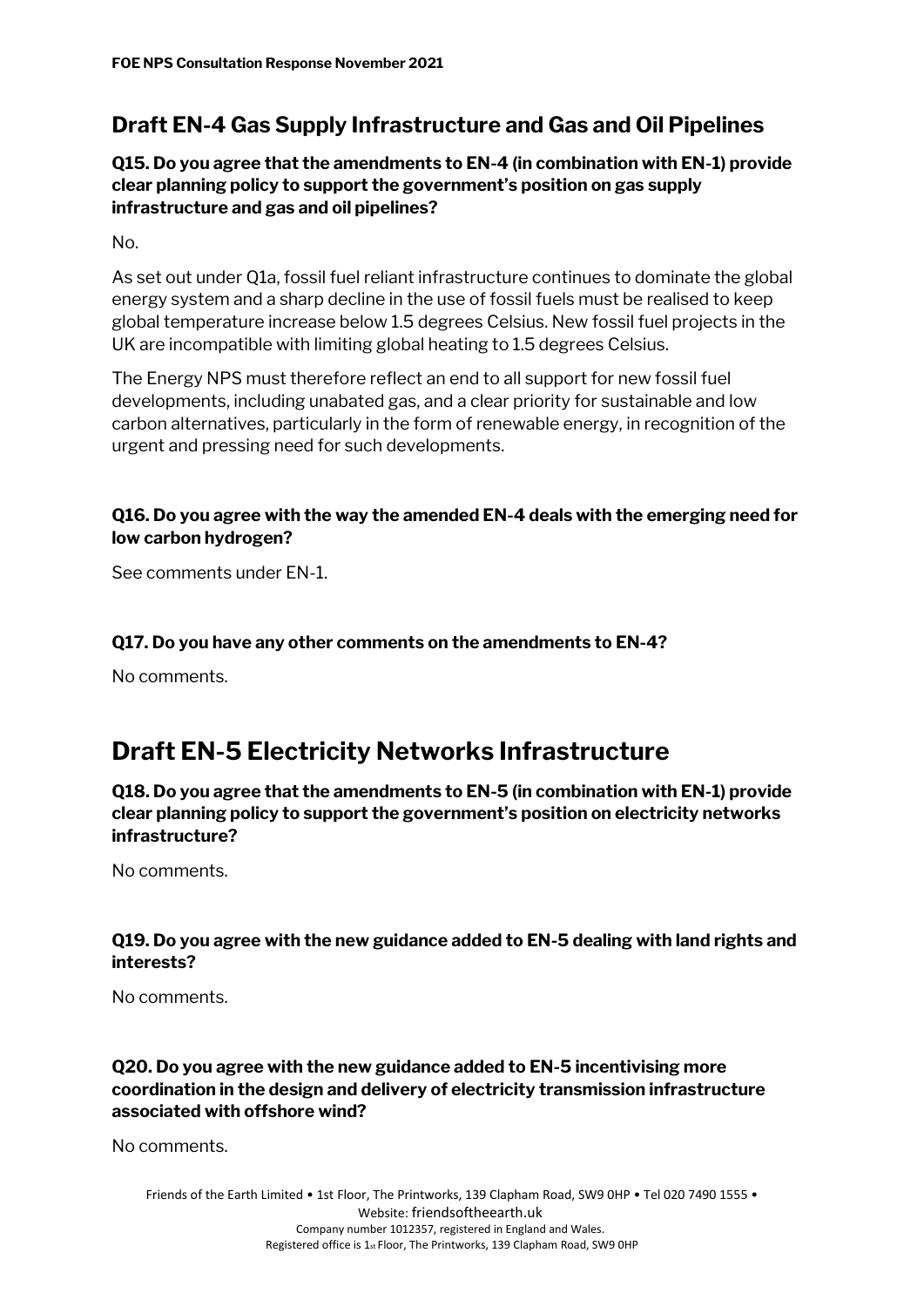## Draft EN-4 Gas Supply Infrastructure and Gas and Oil Pipelines

**Q15. Do you agree that the amendments to EN-4 (in combination with EN-1) provide clear planning policy to support the government's position on gas supply infrastructure and gas and oil pipelines?**

No.

As set out under Q1a, fossil fuel reliant infrastructure continues to dominate the global energy system and a sharp decline in the use of fossil fuels must be realised to keep global temperature increase below 1.5 degrees Celsius. New fossil fuel projects in the UK are incompatible with limiting global heating to 1.5 degrees Celsius.

The Energy NPS must therefore reflect an end to all support for new fossil fuel developments, including unabated gas, and a clear priority for sustainable and low carbon alternatives, particularly in the form of renewable energy, in recognition of the urgent and pressing need for such developments.

**Q16. Do you agree with the way the amended EN-4 deals with the emerging need for low carbon hydrogen?**

See comments under EN-1.

**Q17. Do you have any other comments on the amendments to EN-4?**

No comments.

# Draft EN-5 Electricity Networks Infrastructure

**Q18. Do you agree that the amendments to EN-5 (in combination with EN-1) provide clear planning policy to support the government's position on electricity networks infrastructure?**

No comments.

**Q19. Do you agree with the new guidance added to EN-5 dealing with land rights and interests?**

No comments.

**Q20. Do you agree with the new guidance added to EN-5 incentivising more coordination in the design and delivery of electricity transmission infrastructure associated with offshore wind?**

No comments.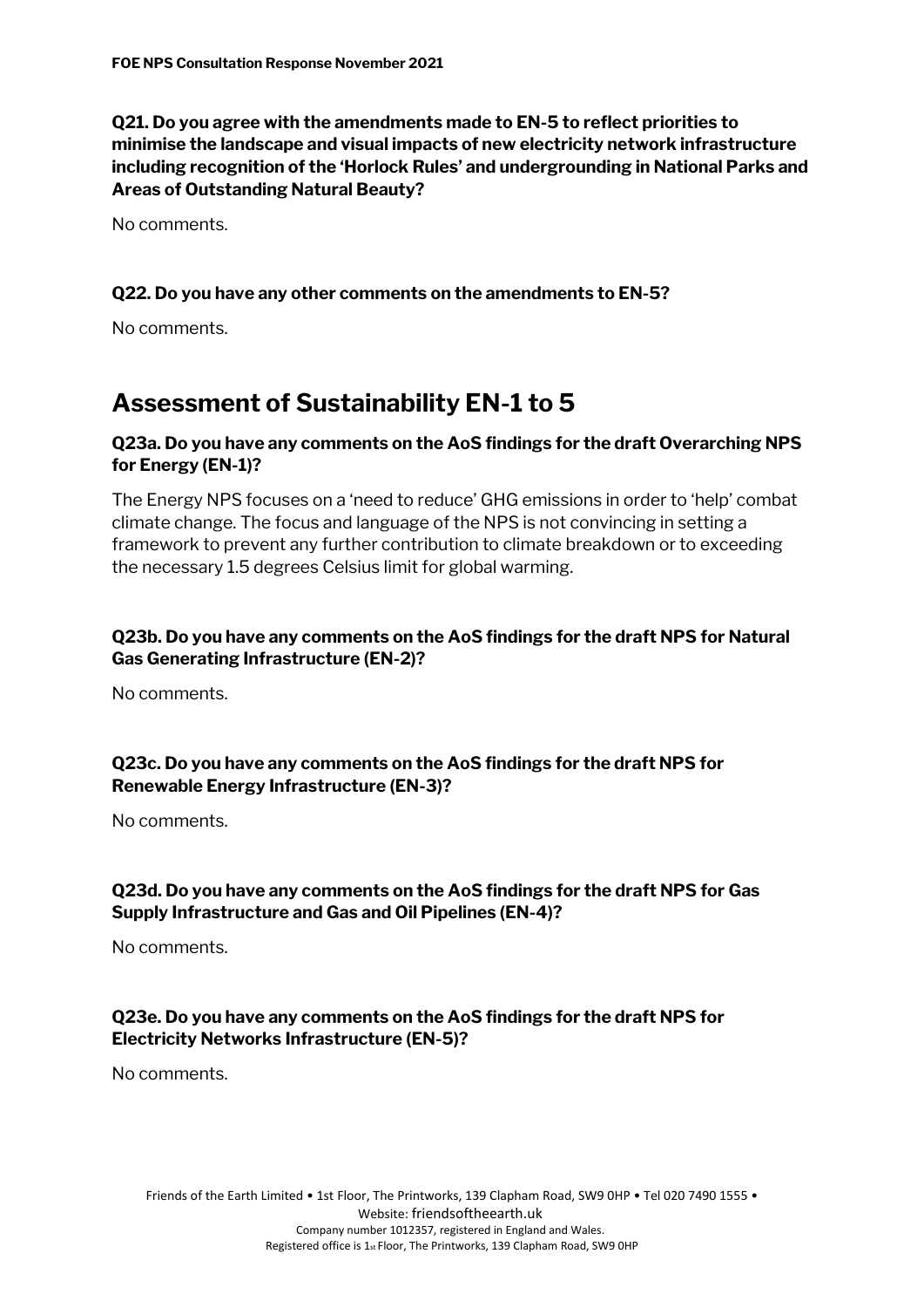**Q21. Do you agree with the amendments made to EN-5 to reflect priorities to minimise the landscape and visual impacts of new electricity network infrastructure including recognition of the 'Horlock Rules' and undergrounding in National Parks and Areas of Outstanding Natural Beauty?**

No comments.

**Q22. Do you have any other comments on the amendments to EN-5?**

No comments.

# Assessment of Sustainability EN-1 to 5

**Q23a. Do you have any comments on the AoS findings for the draft Overarching NPS for Energy (EN-1)?**

The Energy NPS focuses on a 'need to reduce' GHG emissions in order to 'help' combat climate change. The focus and language of the NPS is not convincing in setting a framework to prevent any further contribution to climate breakdown or to exceeding the necessary 1.5 degrees Celsius limit for global warming.

**Q23b. Do you have any comments on the AoS findings for the draft NPS for Natural Gas Generating Infrastructure (EN-2)?**

No comments.

**Q23c. Do you have any comments on the AoS findings for the draft NPS for Renewable Energy Infrastructure (EN-3)?**

No comments.

**Q23d. Do you have any comments on the AoS findings for the draft NPS for Gas Supply Infrastructure and Gas and Oil Pipelines (EN-4)?**

No comments.

**Q23e. Do you have any comments on the AoS findings for the draft NPS for Electricity Networks Infrastructure (EN-5)?**

No comments.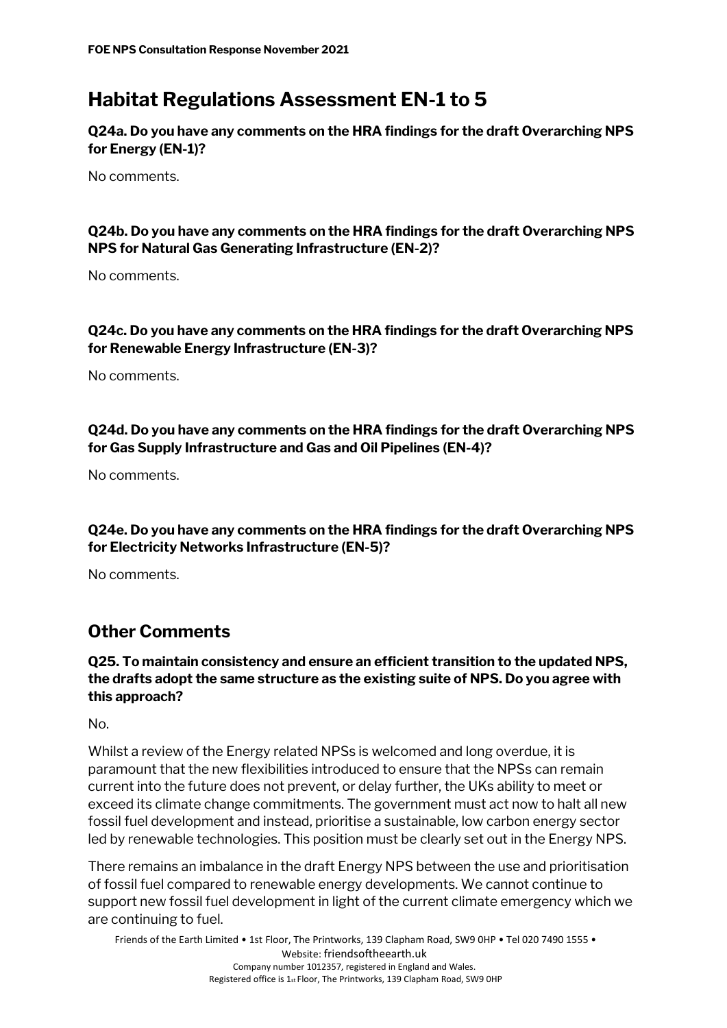# Habitat Regulations Assessment EN-1 to 5

**Q24a. Do you have any comments on the HRA findings for the draft Overarching NPS for Energy (EN-1)?**

No comments.

**Q24b. Do you have any comments on the HRA findings for the draft Overarching NPS NPS for Natural Gas Generating Infrastructure (EN-2)?**

No comments.

**Q24c. Do you have any comments on the HRA findings for the draft Overarching NPS for Renewable Energy Infrastructure (EN-3)?**

No comments.

**Q24d. Do you have any comments on the HRA findings for the draft Overarching NPS for Gas Supply Infrastructure and Gas and Oil Pipelines (EN-4)?**

No comments.

**Q24e. Do you have any comments on the HRA findings for the draft Overarching NPS for Electricity Networks Infrastructure (EN-5)?**

No comments.

## Other Comments

**Q25. To maintain consistency and ensure an efficient transition to the updated NPS, the drafts adopt the same structure as the existing suite of NPS. Do you agree with this approach?**

No.

Whilst a review of the Energy related NPSs is welcomed and long overdue, it is paramount that the new flexibilities introduced to ensure that the NPSs can remain current into the future does not prevent, or delay further, the UKs ability to meet or exceed its climate change commitments. The government must act now to halt all new fossil fuel development and instead, prioritise a sustainable, low carbon energy sector led by renewable technologies. This position must be clearly set out in the Energy NPS.

There remains an imbalance in the draft Energy NPS between the use and prioritisation of fossil fuel compared to renewable energy developments. We cannot continue to support new fossil fuel development in light of the current climate emergency which we are continuing to fuel.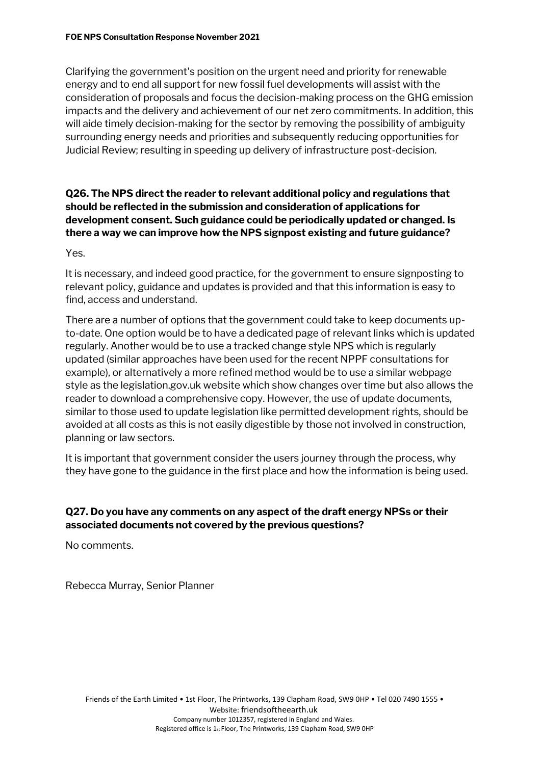Clarifying the government's position on the urgent need and priority for renewable energy and to end all support for new fossil fuel developments will assist with the consideration of proposals and focus the decision-making process on the GHG emission impacts and the delivery and achievement of our net zero commitments. In addition, this will aide timely decision-making for the sector by removing the possibility of ambiguity surrounding energy needs and priorities and subsequently reducing opportunities for Judicial Review; resulting in speeding up delivery of infrastructure post-decision.

**Q26. The NPS direct the reader to relevant additional policy and regulations that should be reflected in the submission and consideration of applications for development consent. Such guidance could be periodically updated or changed. Is there a way we can improve how the NPS signpost existing and future guidance?**

Yes.

It is necessary, and indeed good practice, for the government to ensure signposting to relevant policy, guidance and updates is provided and that this information is easy to find, access and understand.

There are a number of options that the government could take to keep documents up-to-date. One option would be to have a dedicated page of relevant links which is updated regularly. Another would be to use a tracked change style NPS which is regularly updated (similar approaches have been used for the recent NPPF consultations for example), or alternatively a more refined method would be to use a similar webpage style as the legislation.gov.uk website which show changes over time but also allows the reader to download a comprehensive copy. However, the use of update documents, similar to those used to update legislation like permitted development rights, should be avoided at all costs as this is not easily digestible by those not involved in construction, planning or law sectors.

It is important that government consider the users journey through the process, why they have gone to the guidance in the first place and how the information is being used.

**Q27. Do you have any comments on any aspect of the draft energy NPSs or their associated documents not covered by the previous questions?**

No comments.

Rebecca Murray, Senior Planner

Friends of the Earth Limited • 1st Floor, The Printworks, 139 Clapham Road, SW9 0HP • Tel 020 7490 1555 •
Website: friendsoftheearth.uk
Company number 1012357, registered in England and Wales.
Registered office is 1st Floor, The Printworks, 139 Clapham Road, SW9 0HP